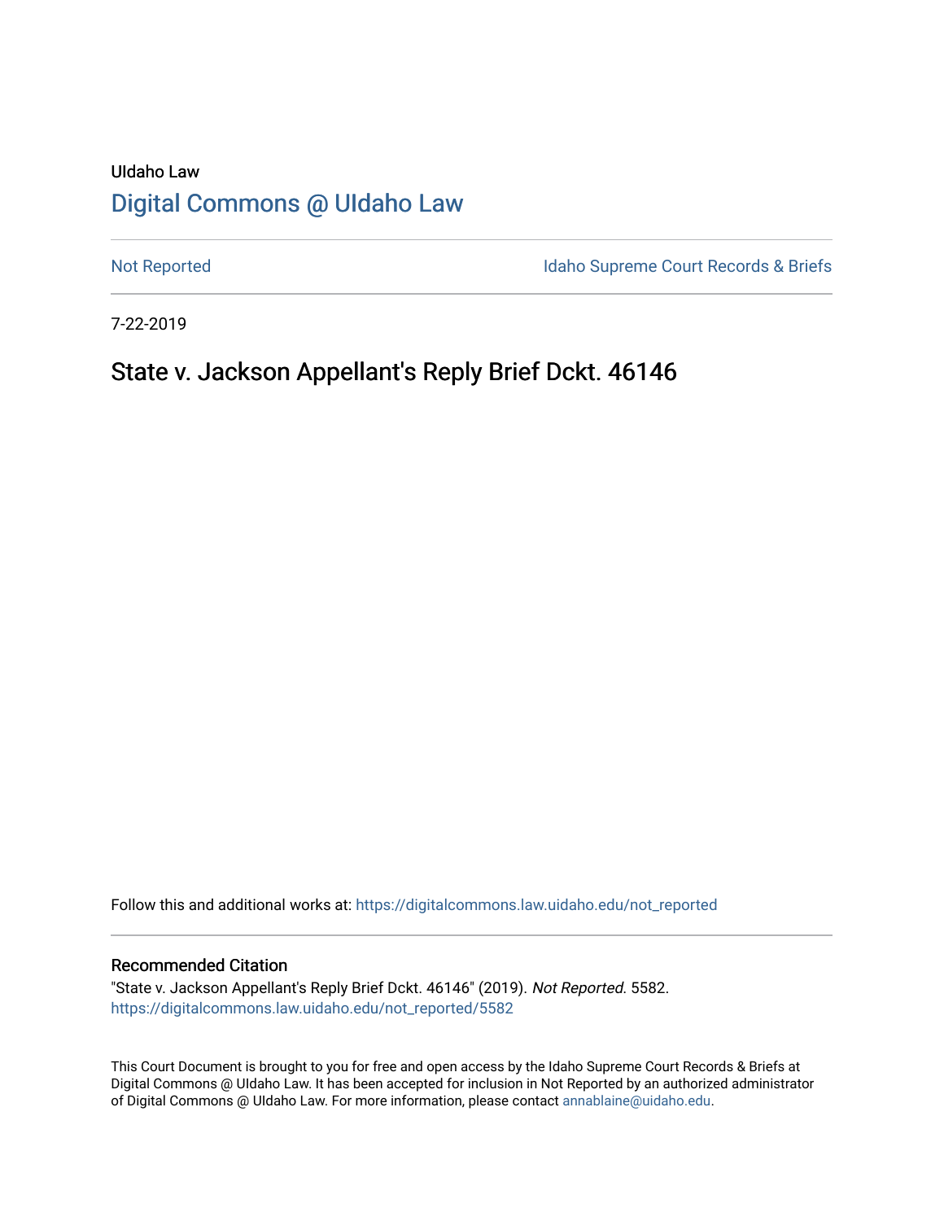UIdaho Law

# Digital Commons @ UIdaho Law

Not Reported | Idaho Supreme Court Records & Briefs

7-22-2019

## State v. Jackson Appellant's Reply Brief Dckt. 46146

Follow this and additional works at: https://digitalcommons.law.uidaho.edu/not_reported

### Recommended Citation

"State v. Jackson Appellant's Reply Brief Dckt. 46146" (2019). *Not Reported*. 5582.
https://digitalcommons.law.uidaho.edu/not_reported/5582

This Court Document is brought to you for free and open access by the Idaho Supreme Court Records & Briefs at Digital Commons @ UIdaho Law. It has been accepted for inclusion in Not Reported by an authorized administrator of Digital Commons @ UIdaho Law. For more information, please contact annablaine@uidaho.edu.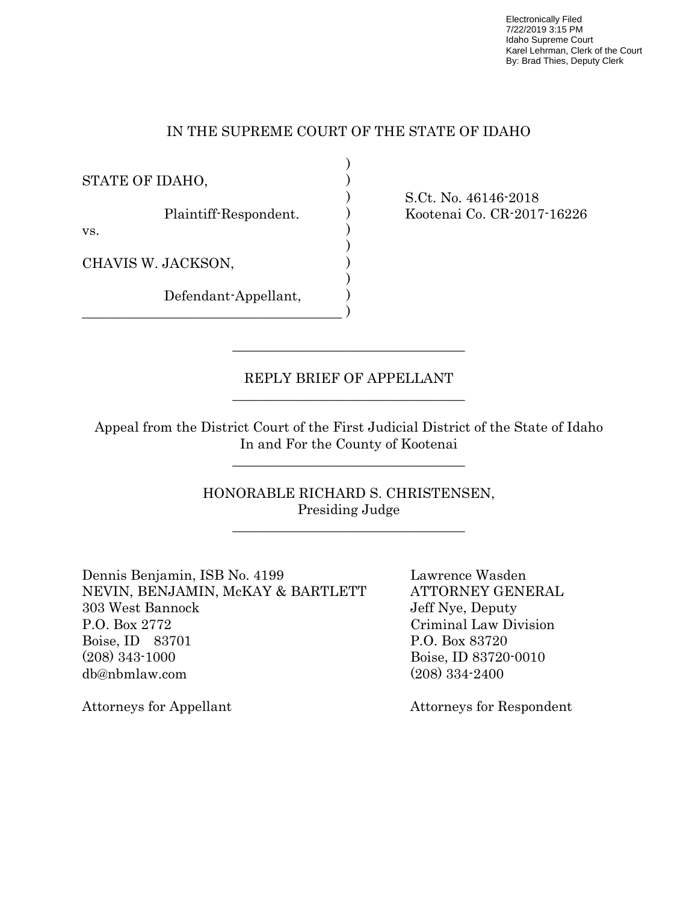Electronically Filed
7/22/2019 3:15 PM
Idaho Supreme Court
Karel Lehrman, Clerk of the Court
By: Brad Thies, Deputy Clerk

IN THE SUPREME COURT OF THE STATE OF IDAHO

| | |
|---|---|
| STATE OF IDAHO,<br><br>Plaintiff-Respondent.<br><br>vs.<br><br>CHAVIS W. JACKSON,<br><br>Defendant-Appellant, | S.Ct. No. 46146-2018<br>Kootenai Co. CR-2017-16226 |

---

REPLY BRIEF OF APPELLANT

---

Appeal from the District Court of the First Judicial District of the State of Idaho
In and For the County of Kootenai

---

HONORABLE RICHARD S. CHRISTENSEN,
Presiding Judge

---

| | |
|---|---|
| Dennis Benjamin, ISB No. 4199<br>NEVIN, BENJAMIN, McKAY & BARTLETT<br>303 West Bannock<br>P.O. Box 2772<br>Boise, ID 83701<br>(208) 343-1000<br>db@nbmlaw.com<br><br>Attorneys for Appellant | Lawrence Wasden<br>ATTORNEY GENERAL<br>Jeff Nye, Deputy<br>Criminal Law Division<br>P.O. Box 83720<br>Boise, ID 83720-0010<br>(208) 334-2400<br><br>Attorneys for Respondent |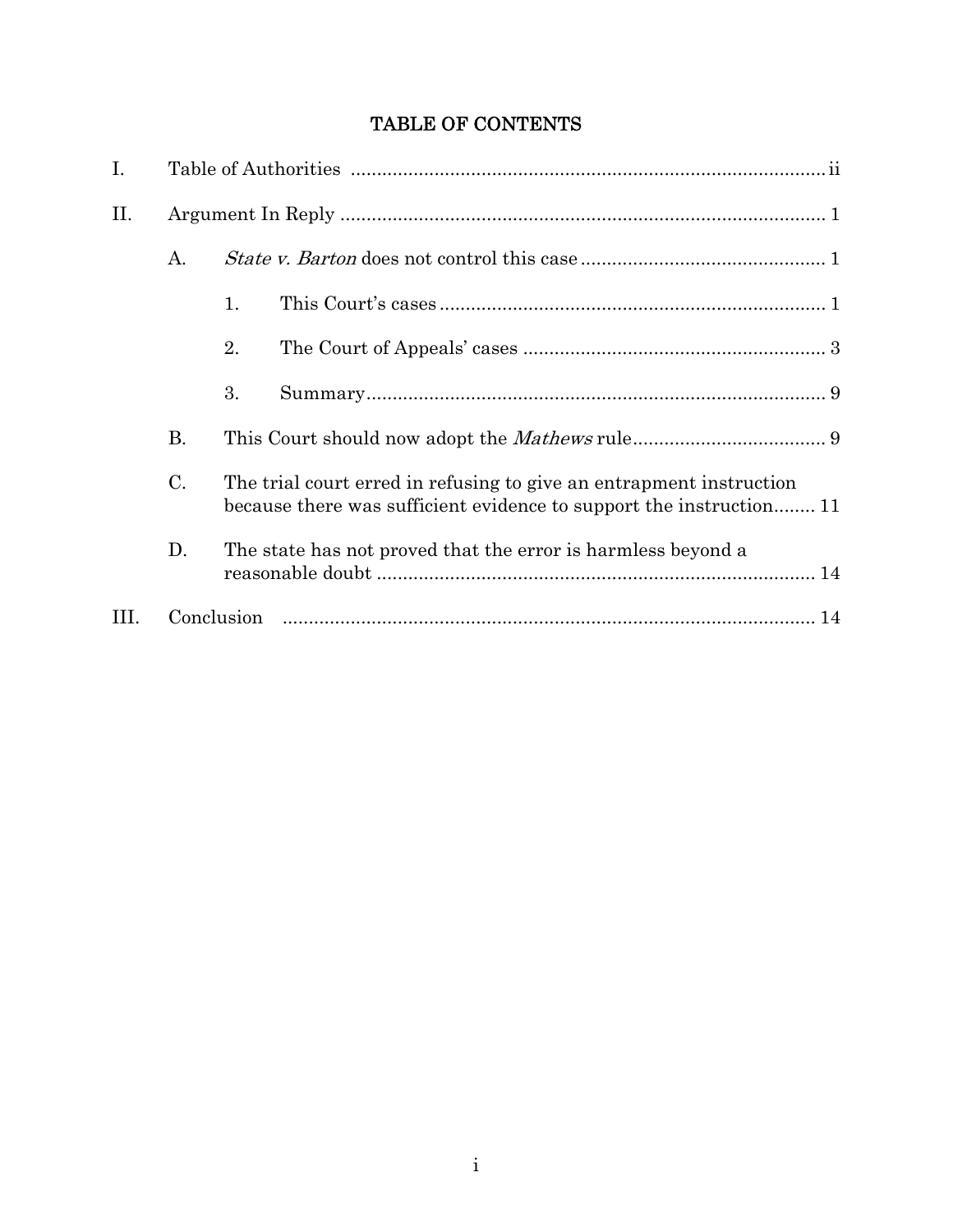# TABLE OF CONTENTS

I. Table of Authorities .......................................................................................... ii

II. Argument In Reply ............................................................................................ 1

A. *State v. Barton* does not control this case ............................................... 1

1. This Court's cases ......................................................................... 1

2. The Court of Appeals' cases .......................................................... 3

3. Summary ........................................................................................ 9

B. This Court should now adopt the *Mathews* rule ..................................... 9

C. The trial court erred in refusing to give an entrapment instruction because there was sufficient evidence to support the instruction ........ 11

D. The state has not proved that the error is harmless beyond a reasonable doubt .................................................................................... 14

III. Conclusion ..................................................................................................... 14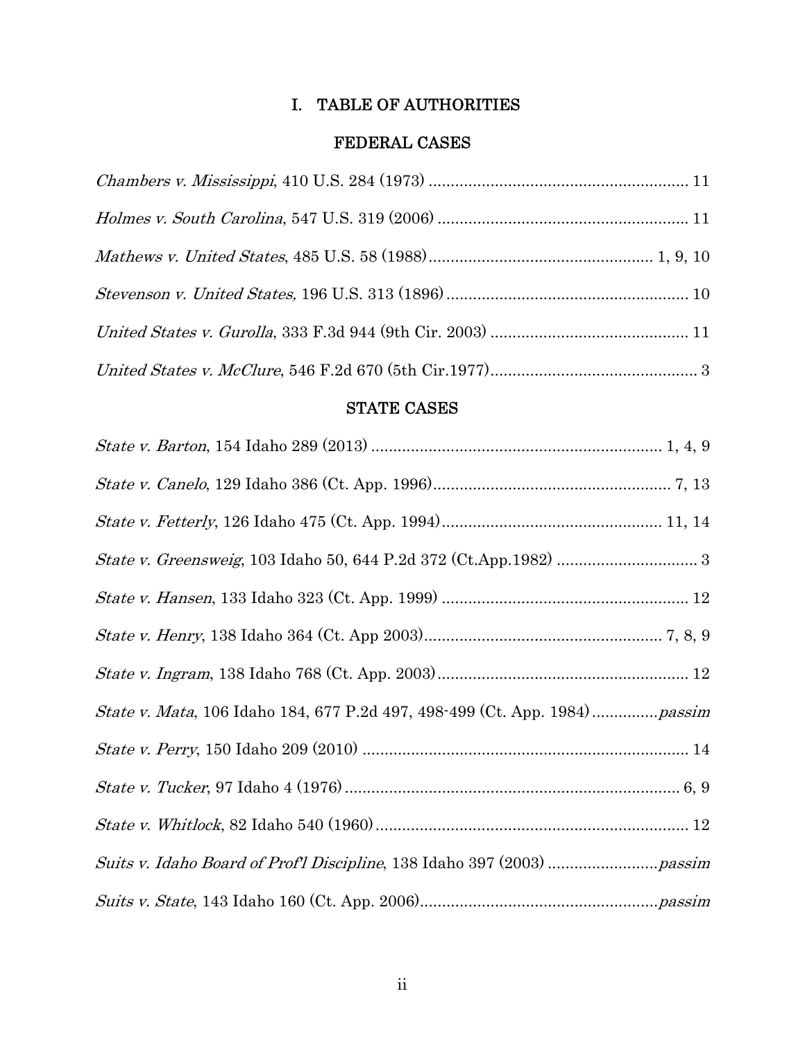# I. TABLE OF AUTHORITIES

## FEDERAL CASES

*Chambers v. Mississippi*, 410 U.S. 284 (1973) .......................................................... 11

*Holmes v. South Carolina*, 547 U.S. 319 (2006) ........................................................ 11

*Mathews v. United States*, 485 U.S. 58 (1988).................................................. 1, 9, 10

*Stevenson v. United States,* 196 U.S. 313 (1896) ...................................................... 10

*United States v. Gurolla*, 333 F.3d 944 (9th Cir. 2003) ............................................ 11

*United States v. McClure*, 546 F.2d 670 (5th Cir.1977)............................................... 3

## STATE CASES

*State v. Barton*, 154 Idaho 289 (2013) ................................................................. 1, 4, 9

*State v. Canelo*, 129 Idaho 386 (Ct. App. 1996)...................................................... 7, 13

*State v. Fetterly*, 126 Idaho 475 (Ct. App. 1994).................................................. 11, 14

*State v. Greensweig*, 103 Idaho 50, 644 P.2d 372 (Ct.App.1982) ................................ 3

*State v. Hansen*, 133 Idaho 323 (Ct. App. 1999) ....................................................... 12

*State v. Henry*, 138 Idaho 364 (Ct. App 2003)...................................................... 7, 8, 9

*State v. Ingram*, 138 Idaho 768 (Ct. App. 2003)......................................................... 12

*State v. Mata*, 106 Idaho 184, 677 P.2d 497, 498-499 (Ct. App. 1984) ...............*passim*

*State v. Perry*, 150 Idaho 209 (2010) ......................................................................... 14

*State v. Tucker*, 97 Idaho 4 (1976) ........................................................................... 6, 9

*State v. Whitlock*, 82 Idaho 540 (1960) ...................................................................... 12

*Suits v. Idaho Board of Prof'l Discipline*, 138 Idaho 397 (2003) .........................*passim*

*Suits v. State*, 143 Idaho 160 (Ct. App. 2006).....................................................*passim*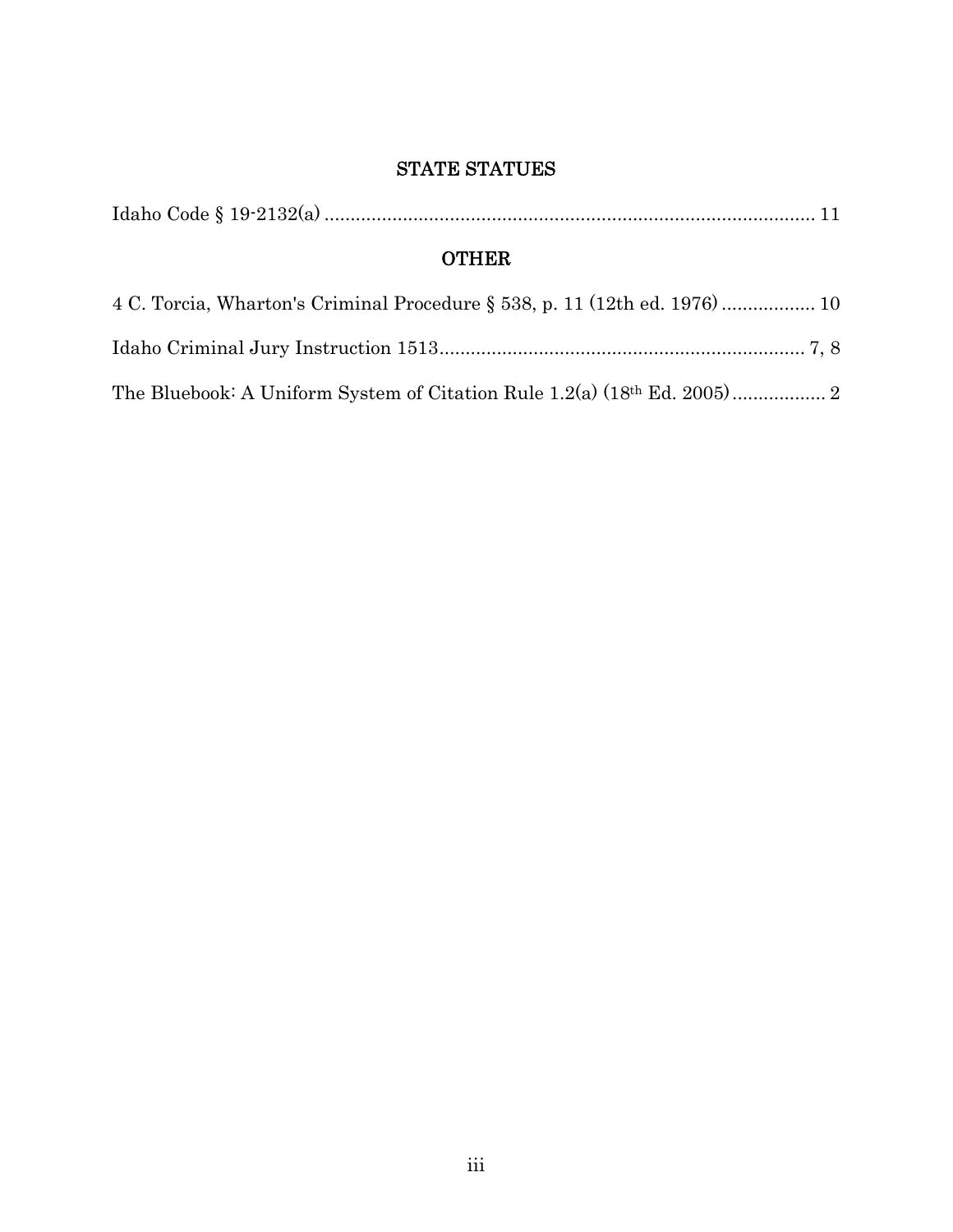## STATE STATUES

Idaho Code § 19-2132(a) .............................................................................................. 11

## OTHER

4 C. Torcia, Wharton's Criminal Procedure § 538, p. 11 (12th ed. 1976) .................. 10

Idaho Criminal Jury Instruction 1513...................................................................... 7, 8

The Bluebook: A Uniform System of Citation Rule 1.2(a) (18th Ed. 2005) .................. 2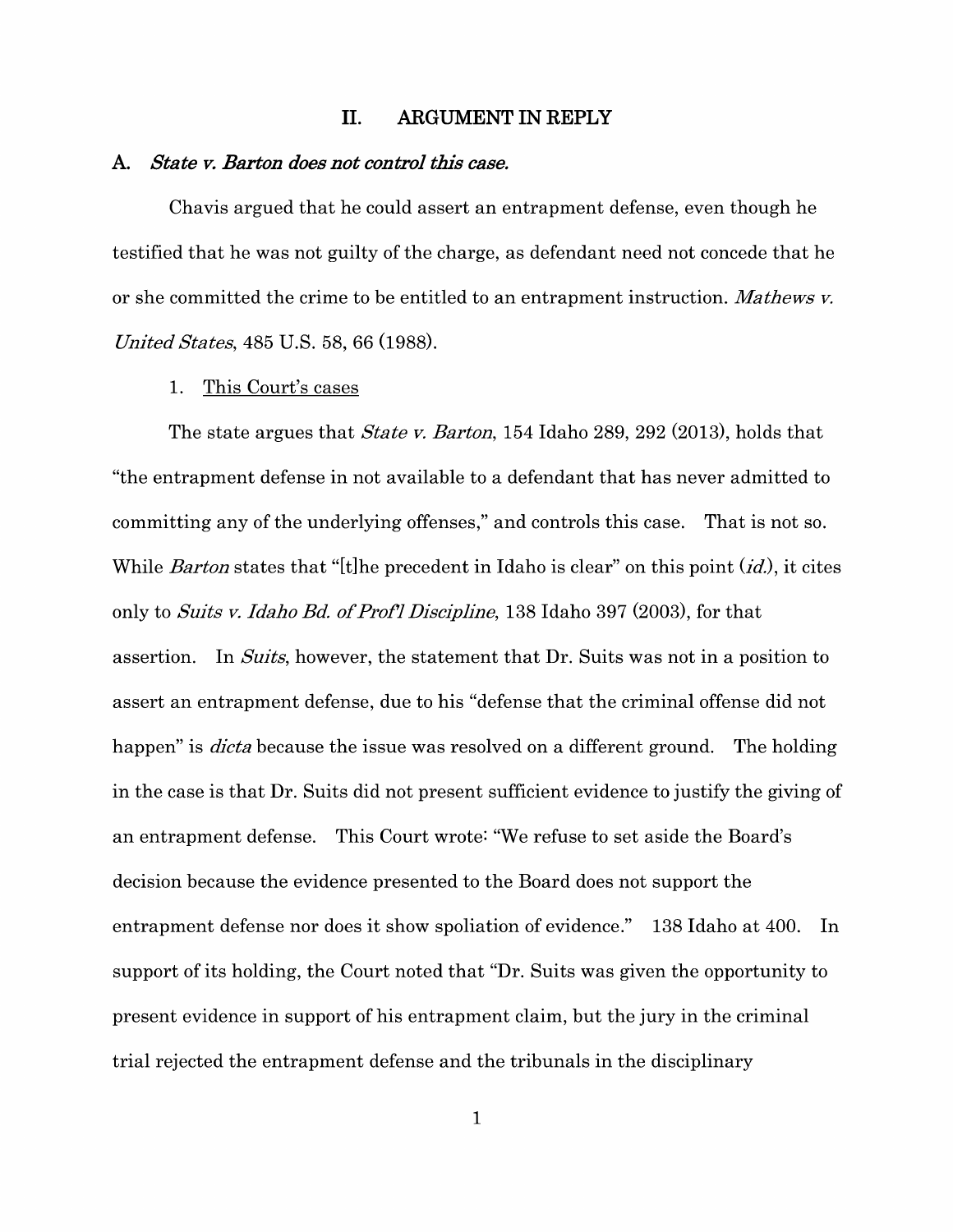## II. ARGUMENT IN REPLY

### A. *State v. Barton does not control this case.*

Chavis argued that he could assert an entrapment defense, even though he testified that he was not guilty of the charge, as defendant need not concede that he or she committed the crime to be entitled to an entrapment instruction. *Mathews v. United States*, 485 U.S. 58, 66 (1988).

1. This Court's cases

The state argues that *State v. Barton*, 154 Idaho 289, 292 (2013), holds that "the entrapment defense in not available to a defendant that has never admitted to committing any of the underlying offenses," and controls this case. That is not so. While *Barton* states that "[t]he precedent in Idaho is clear" on this point (*id.*), it cites only to *Suits v. Idaho Bd. of Prof'l Discipline*, 138 Idaho 397 (2003), for that assertion. In *Suits*, however, the statement that Dr. Suits was not in a position to assert an entrapment defense, due to his "defense that the criminal offense did not happen" is *dicta* because the issue was resolved on a different ground. The holding in the case is that Dr. Suits did not present sufficient evidence to justify the giving of an entrapment defense. This Court wrote: "We refuse to set aside the Board's decision because the evidence presented to the Board does not support the entrapment defense nor does it show spoliation of evidence." 138 Idaho at 400. In support of its holding, the Court noted that "Dr. Suits was given the opportunity to present evidence in support of his entrapment claim, but the jury in the criminal trial rejected the entrapment defense and the tribunals in the disciplinary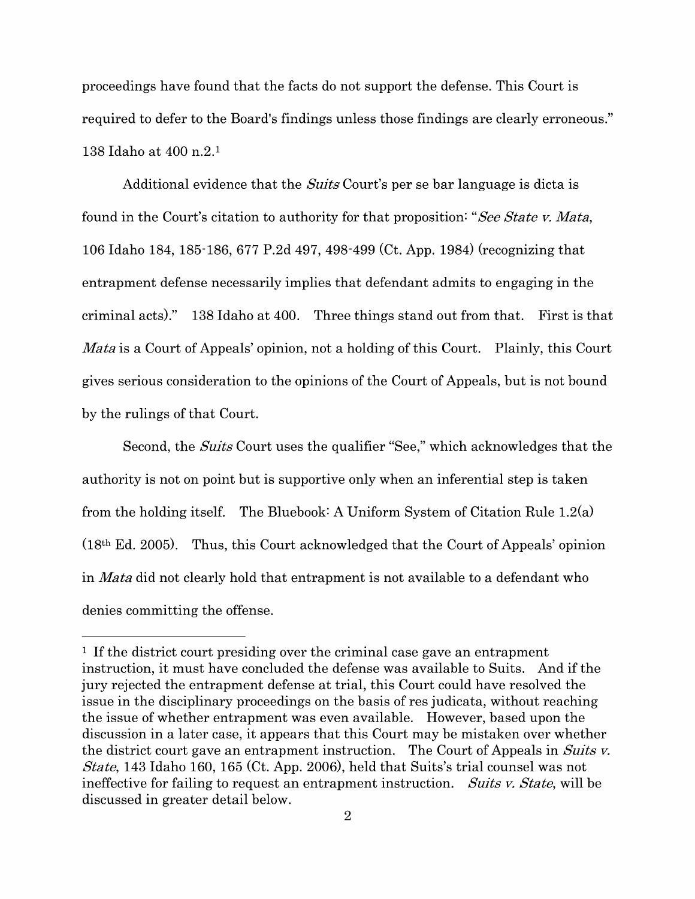proceedings have found that the facts do not support the defense. This Court is required to defer to the Board's findings unless those findings are clearly erroneous." 138 Idaho at 400 n.2.[1]

Additional evidence that the *Suits* Court's per se bar language is dicta is found in the Court's citation to authority for that proposition: "*See State v. Mata*, 106 Idaho 184, 185-186, 677 P.2d 497, 498-499 (Ct. App. 1984) (recognizing that entrapment defense necessarily implies that defendant admits to engaging in the criminal acts)." 138 Idaho at 400. Three things stand out from that. First is that *Mata* is a Court of Appeals' opinion, not a holding of this Court. Plainly, this Court gives serious consideration to the opinions of the Court of Appeals, but is not bound by the rulings of that Court.

Second, the *Suits* Court uses the qualifier "See," which acknowledges that the authority is not on point but is supportive only when an inferential step is taken from the holding itself. The Bluebook: A Uniform System of Citation Rule 1.2(a) (18th Ed. 2005). Thus, this Court acknowledged that the Court of Appeals' opinion in *Mata* did not clearly hold that entrapment is not available to a defendant who denies committing the offense.

---

[1] If the district court presiding over the criminal case gave an entrapment instruction, it must have concluded the defense was available to Suits. And if the jury rejected the entrapment defense at trial, this Court could have resolved the issue in the disciplinary proceedings on the basis of res judicata, without reaching the issue of whether entrapment was even available. However, based upon the discussion in a later case, it appears that this Court may be mistaken over whether the district court gave an entrapment instruction. The Court of Appeals in *Suits v. State*, 143 Idaho 160, 165 (Ct. App. 2006), held that Suits's trial counsel was not ineffective for failing to request an entrapment instruction. *Suits v. State*, will be discussed in greater detail below.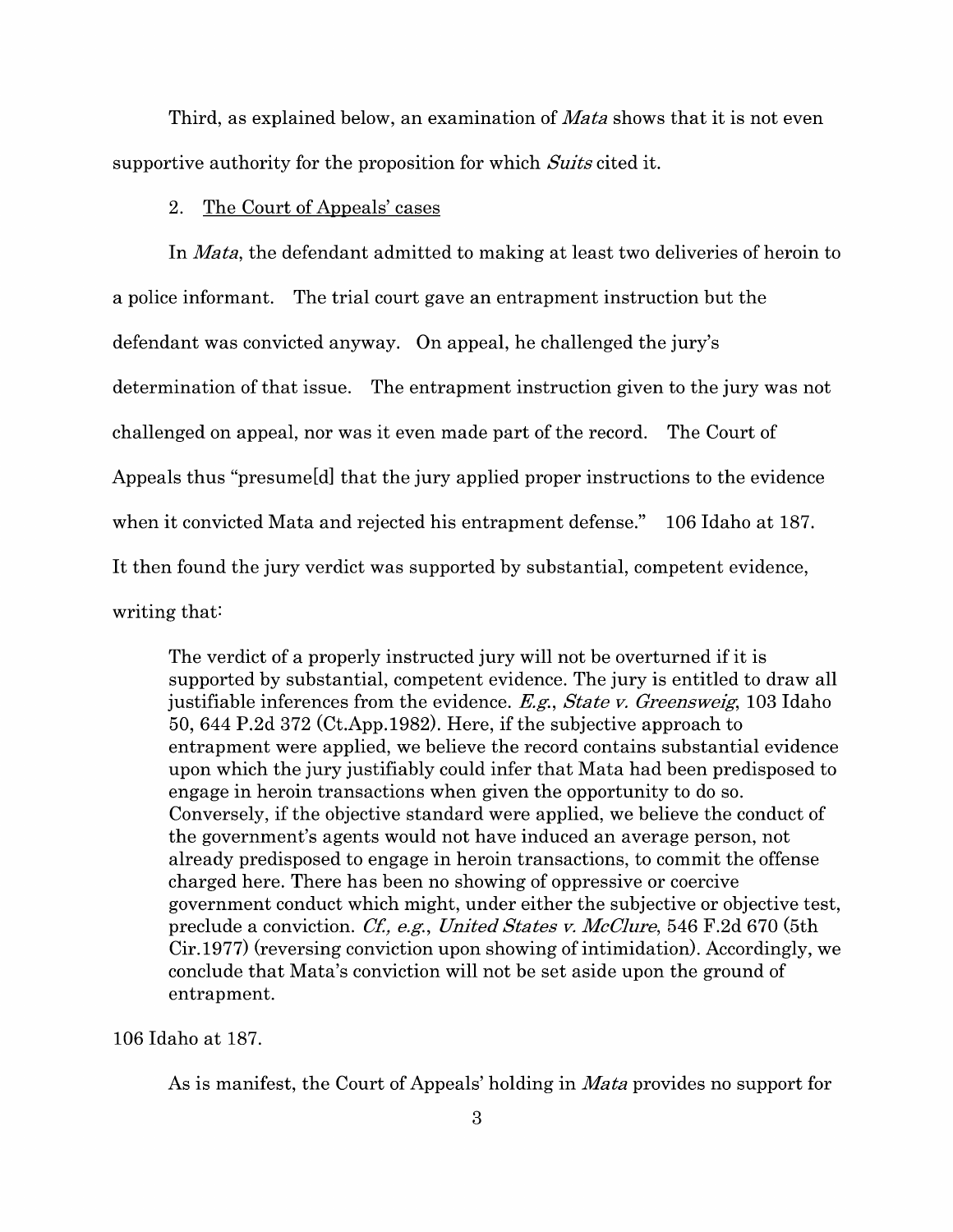Third, as explained below, an examination of *Mata* shows that it is not even supportive authority for the proposition for which *Suits* cited it.

2. <u>The Court of Appeals' cases</u>

In *Mata*, the defendant admitted to making at least two deliveries of heroin to a police informant. The trial court gave an entrapment instruction but the defendant was convicted anyway. On appeal, he challenged the jury's determination of that issue. The entrapment instruction given to the jury was not challenged on appeal, nor was it even made part of the record. The Court of Appeals thus "presume[d] that the jury applied proper instructions to the evidence when it convicted Mata and rejected his entrapment defense." 106 Idaho at 187. It then found the jury verdict was supported by substantial, competent evidence, writing that:

> The verdict of a properly instructed jury will not be overturned if it is supported by substantial, competent evidence. The jury is entitled to draw all justifiable inferences from the evidence. *E.g.*, *State v. Greensweig*, 103 Idaho 50, 644 P.2d 372 (Ct.App.1982). Here, if the subjective approach to entrapment were applied, we believe the record contains substantial evidence upon which the jury justifiably could infer that Mata had been predisposed to engage in heroin transactions when given the opportunity to do so. Conversely, if the objective standard were applied, we believe the conduct of the government's agents would not have induced an average person, not already predisposed to engage in heroin transactions, to commit the offense charged here. There has been no showing of oppressive or coercive government conduct which might, under either the subjective or objective test, preclude a conviction. *Cf., e.g.*, *United States v. McClure*, 546 F.2d 670 (5th Cir.1977) (reversing conviction upon showing of intimidation). Accordingly, we conclude that Mata's conviction will not be set aside upon the ground of entrapment.

106 Idaho at 187.

As is manifest, the Court of Appeals' holding in *Mata* provides no support for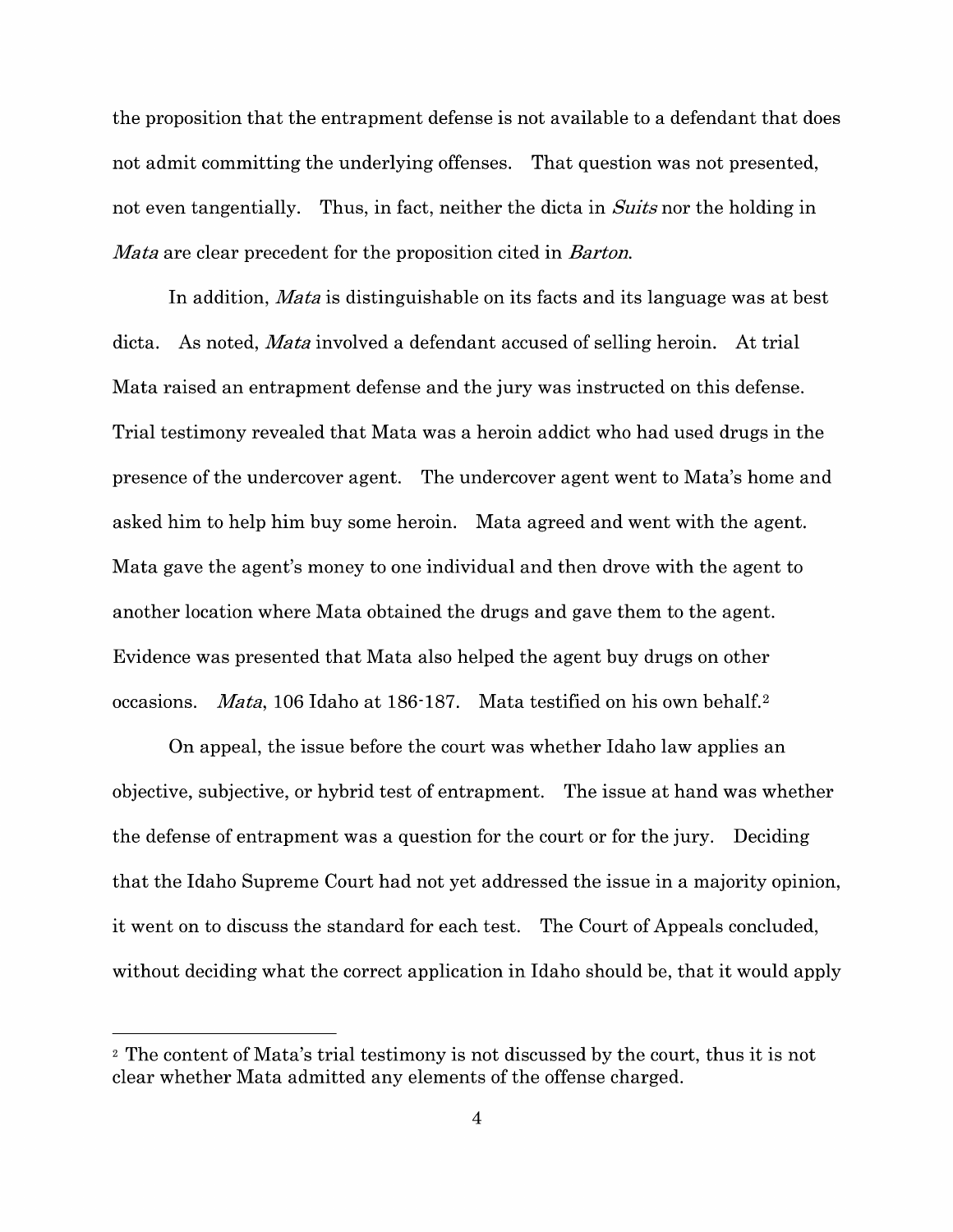the proposition that the entrapment defense is not available to a defendant that does not admit committing the underlying offenses. That question was not presented, not even tangentially. Thus, in fact, neither the dicta in *Suits* nor the holding in *Mata* are clear precedent for the proposition cited in *Barton*.

In addition, *Mata* is distinguishable on its facts and its language was at best dicta. As noted, *Mata* involved a defendant accused of selling heroin. At trial Mata raised an entrapment defense and the jury was instructed on this defense. Trial testimony revealed that Mata was a heroin addict who had used drugs in the presence of the undercover agent. The undercover agent went to Mata's home and asked him to help him buy some heroin. Mata agreed and went with the agent. Mata gave the agent's money to one individual and then drove with the agent to another location where Mata obtained the drugs and gave them to the agent. Evidence was presented that Mata also helped the agent buy drugs on other occasions. *Mata*, 106 Idaho at 186-187. Mata testified on his own behalf.[2]

On appeal, the issue before the court was whether Idaho law applies an objective, subjective, or hybrid test of entrapment. The issue at hand was whether the defense of entrapment was a question for the court or for the jury. Deciding that the Idaho Supreme Court had not yet addressed the issue in a majority opinion, it went on to discuss the standard for each test. The Court of Appeals concluded, without deciding what the correct application in Idaho should be, that it would apply

---

[2] The content of Mata's trial testimony is not discussed by the court, thus it is not clear whether Mata admitted any elements of the offense charged.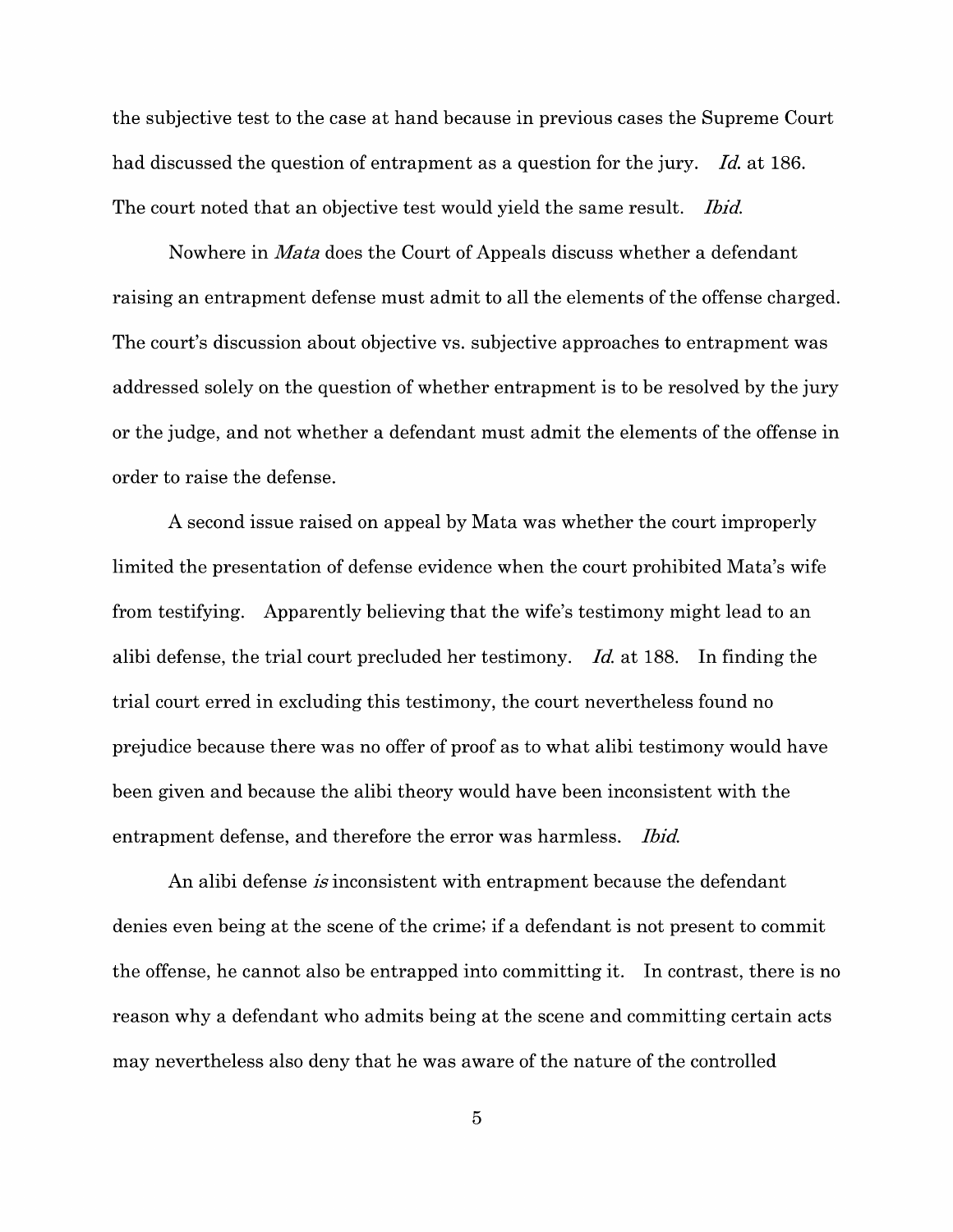the subjective test to the case at hand because in previous cases the Supreme Court had discussed the question of entrapment as a question for the jury. *Id.* at 186. The court noted that an objective test would yield the same result. *Ibid.*

Nowhere in *Mata* does the Court of Appeals discuss whether a defendant raising an entrapment defense must admit to all the elements of the offense charged. The court's discussion about objective vs. subjective approaches to entrapment was addressed solely on the question of whether entrapment is to be resolved by the jury or the judge, and not whether a defendant must admit the elements of the offense in order to raise the defense.

A second issue raised on appeal by Mata was whether the court improperly limited the presentation of defense evidence when the court prohibited Mata's wife from testifying. Apparently believing that the wife's testimony might lead to an alibi defense, the trial court precluded her testimony. *Id.* at 188. In finding the trial court erred in excluding this testimony, the court nevertheless found no prejudice because there was no offer of proof as to what alibi testimony would have been given and because the alibi theory would have been inconsistent with the entrapment defense, and therefore the error was harmless. *Ibid.*

An alibi defense *is* inconsistent with entrapment because the defendant denies even being at the scene of the crime; if a defendant is not present to commit the offense, he cannot also be entrapped into committing it. In contrast, there is no reason why a defendant who admits being at the scene and committing certain acts may nevertheless also deny that he was aware of the nature of the controlled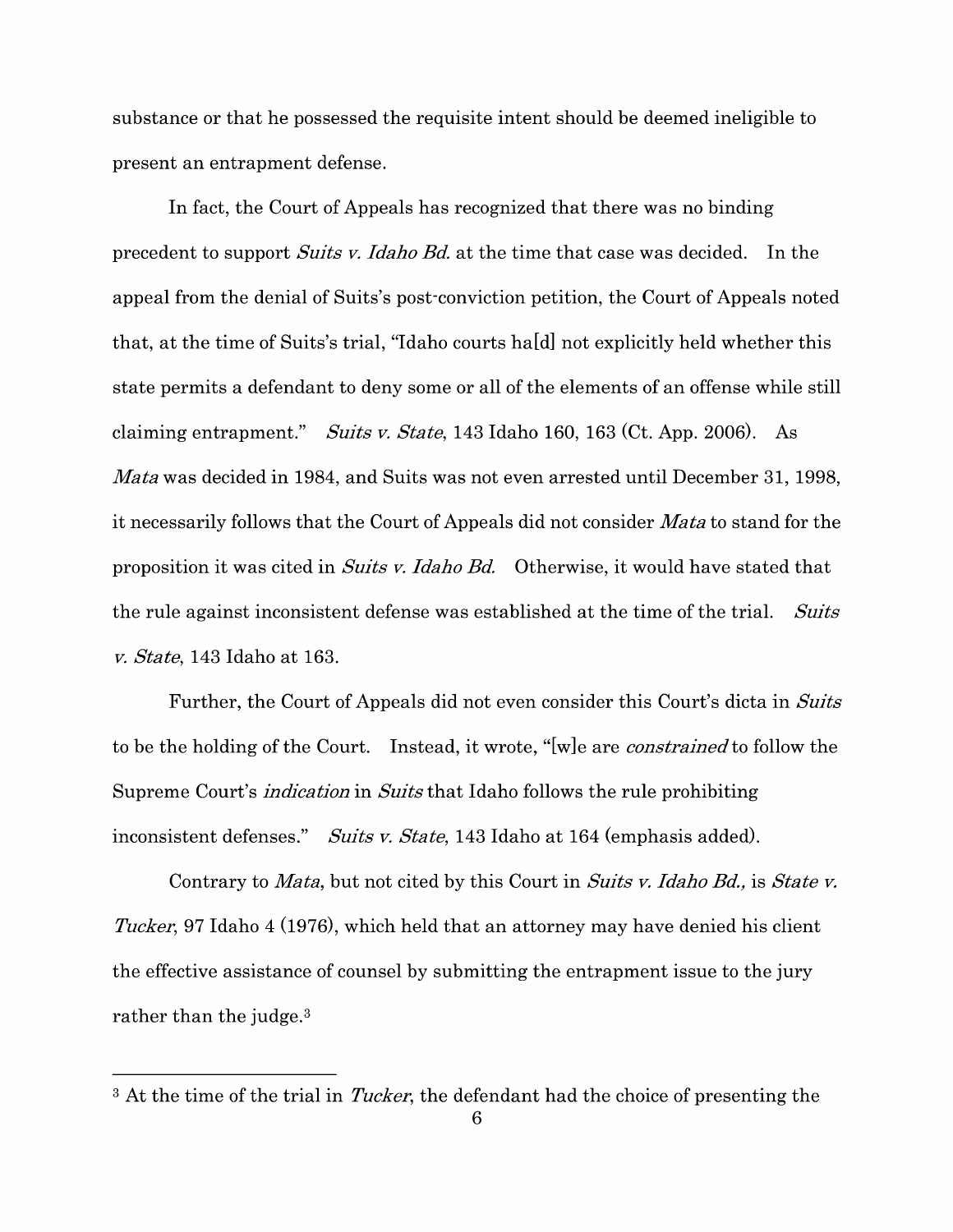substance or that he possessed the requisite intent should be deemed ineligible to present an entrapment defense.

In fact, the Court of Appeals has recognized that there was no binding precedent to support *Suits v. Idaho Bd.* at the time that case was decided. In the appeal from the denial of Suits's post-conviction petition, the Court of Appeals noted that, at the time of Suits's trial, "Idaho courts ha[d] not explicitly held whether this state permits a defendant to deny some or all of the elements of an offense while still claiming entrapment." *Suits v. State*, 143 Idaho 160, 163 (Ct. App. 2006). As *Mata* was decided in 1984, and Suits was not even arrested until December 31, 1998, it necessarily follows that the Court of Appeals did not consider *Mata* to stand for the proposition it was cited in *Suits v. Idaho Bd.* Otherwise, it would have stated that the rule against inconsistent defense was established at the time of the trial. *Suits v. State*, 143 Idaho at 163.

Further, the Court of Appeals did not even consider this Court's dicta in *Suits* to be the holding of the Court. Instead, it wrote, "[w]e are *constrained* to follow the Supreme Court's *indication* in *Suits* that Idaho follows the rule prohibiting inconsistent defenses." *Suits v. State*, 143 Idaho at 164 (emphasis added).

Contrary to *Mata*, but not cited by this Court in *Suits v. Idaho Bd.,* is *State v. Tucker*, 97 Idaho 4 (1976), which held that an attorney may have denied his client the effective assistance of counsel by submitting the entrapment issue to the jury rather than the judge.[3]

---

[3] At the time of the trial in *Tucker*, the defendant had the choice of presenting the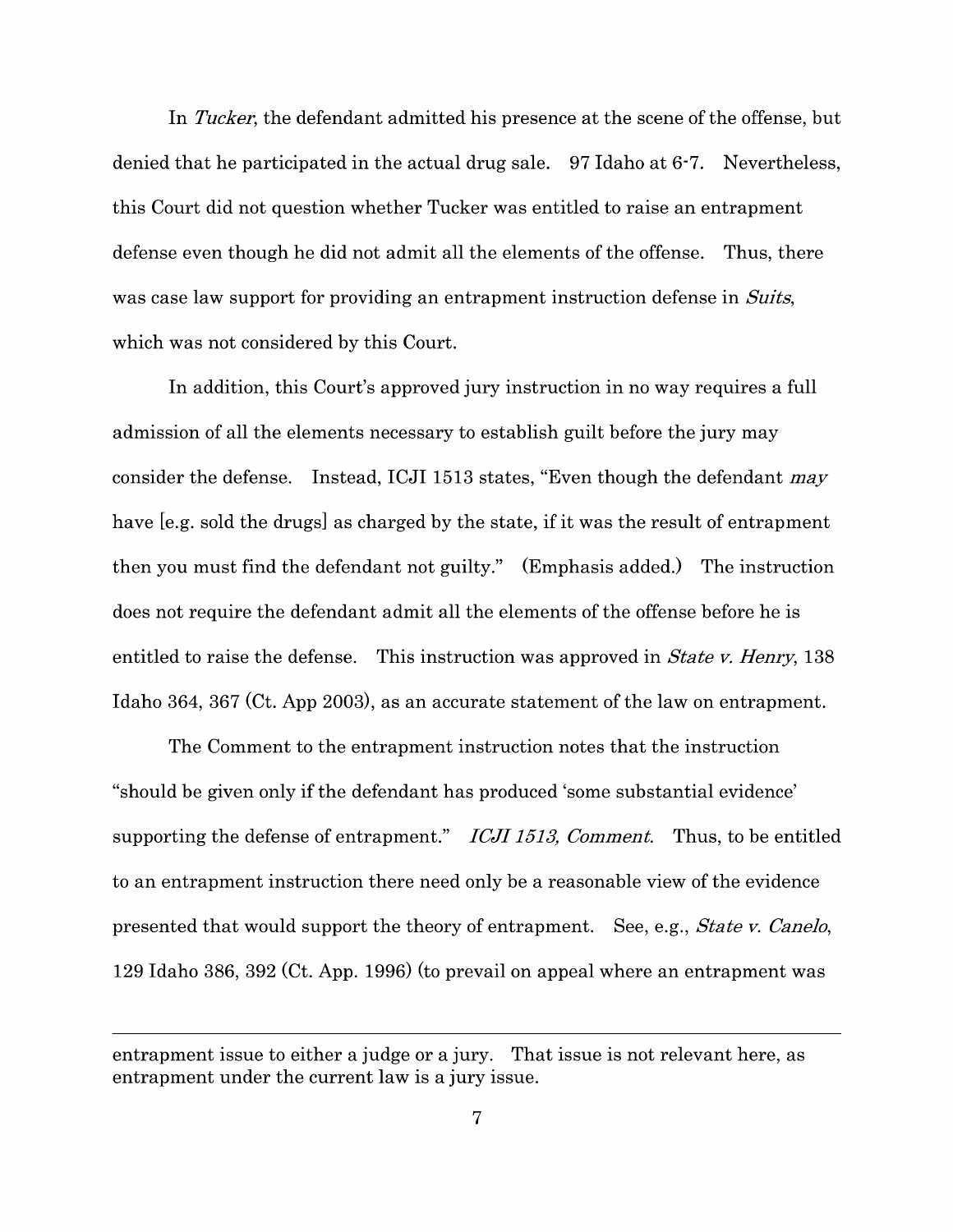In *Tucker*, the defendant admitted his presence at the scene of the offense, but denied that he participated in the actual drug sale. 97 Idaho at 6-7. Nevertheless, this Court did not question whether Tucker was entitled to raise an entrapment defense even though he did not admit all the elements of the offense. Thus, there was case law support for providing an entrapment instruction defense in *Suits*, which was not considered by this Court.

In addition, this Court's approved jury instruction in no way requires a full admission of all the elements necessary to establish guilt before the jury may consider the defense. Instead, ICJI 1513 states, "Even though the defendant *may* have [e.g. sold the drugs] as charged by the state, if it was the result of entrapment then you must find the defendant not guilty." (Emphasis added.) The instruction does not require the defendant admit all the elements of the offense before he is entitled to raise the defense. This instruction was approved in *State v. Henry*, 138 Idaho 364, 367 (Ct. App 2003), as an accurate statement of the law on entrapment.

The Comment to the entrapment instruction notes that the instruction "should be given only if the defendant has produced 'some substantial evidence' supporting the defense of entrapment." *ICJI 1513, Comment.* Thus, to be entitled to an entrapment instruction there need only be a reasonable view of the evidence presented that would support the theory of entrapment. See, e.g., *State v. Canelo*, 129 Idaho 386, 392 (Ct. App. 1996) (to prevail on appeal where an entrapment was

---

entrapment issue to either a judge or a jury. That issue is not relevant here, as entrapment under the current law is a jury issue.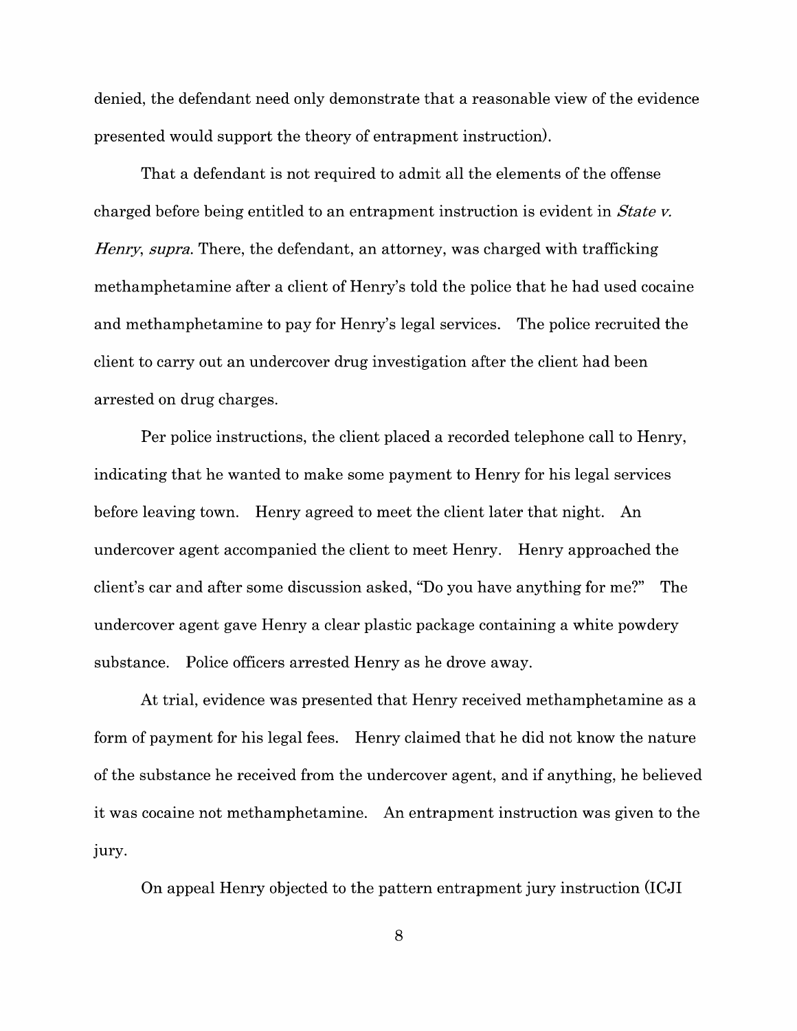denied, the defendant need only demonstrate that a reasonable view of the evidence presented would support the theory of entrapment instruction).

That a defendant is not required to admit all the elements of the offense charged before being entitled to an entrapment instruction is evident in *State v. Henry, supra.* There, the defendant, an attorney, was charged with trafficking methamphetamine after a client of Henry's told the police that he had used cocaine and methamphetamine to pay for Henry's legal services. The police recruited the client to carry out an undercover drug investigation after the client had been arrested on drug charges.

Per police instructions, the client placed a recorded telephone call to Henry, indicating that he wanted to make some payment to Henry for his legal services before leaving town. Henry agreed to meet the client later that night. An undercover agent accompanied the client to meet Henry. Henry approached the client's car and after some discussion asked, "Do you have anything for me?" The undercover agent gave Henry a clear plastic package containing a white powdery substance. Police officers arrested Henry as he drove away.

At trial, evidence was presented that Henry received methamphetamine as a form of payment for his legal fees. Henry claimed that he did not know the nature of the substance he received from the undercover agent, and if anything, he believed it was cocaine not methamphetamine. An entrapment instruction was given to the jury.

On appeal Henry objected to the pattern entrapment jury instruction (ICJI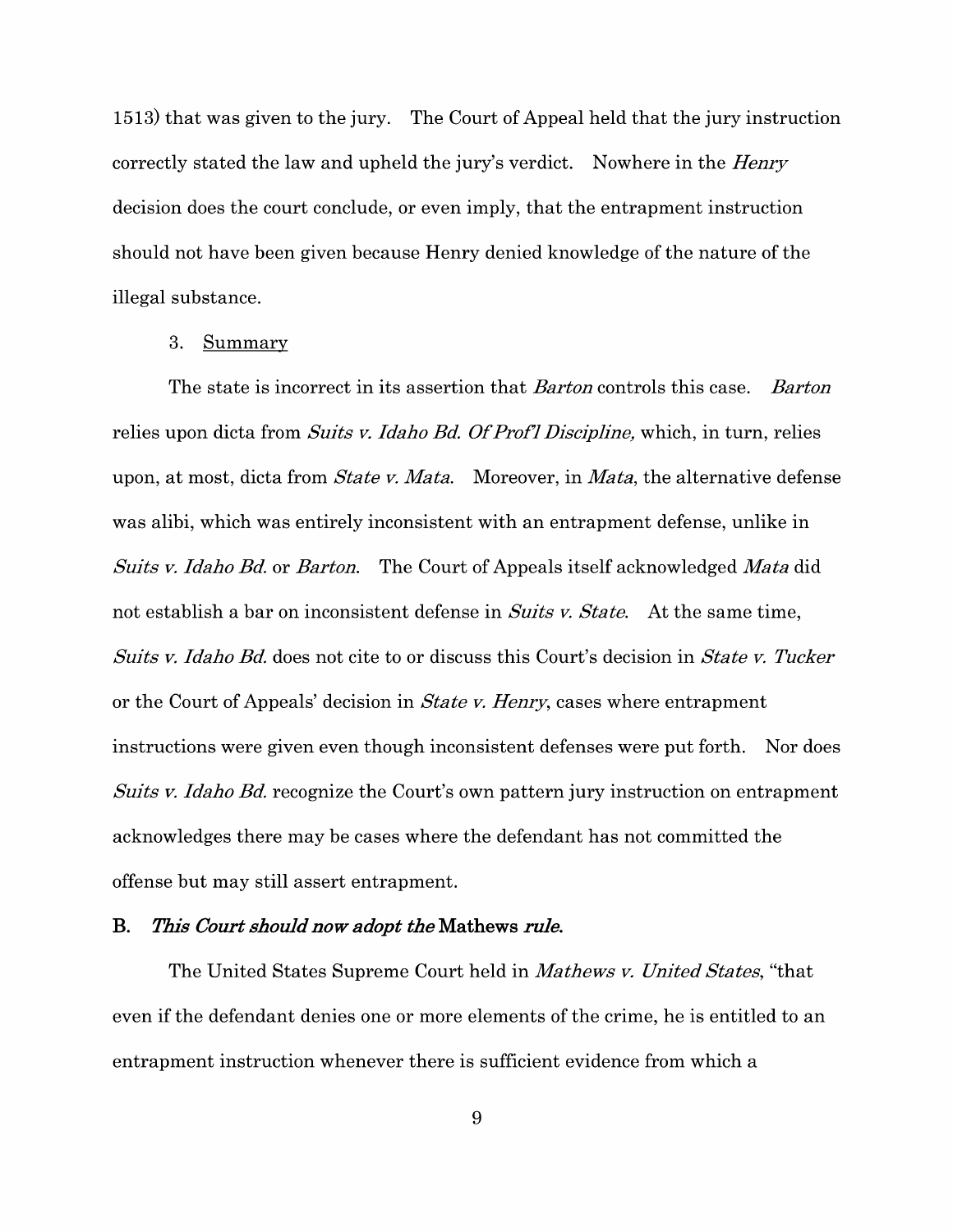1513) that was given to the jury. The Court of Appeal held that the jury instruction correctly stated the law and upheld the jury's verdict. Nowhere in the *Henry* decision does the court conclude, or even imply, that the entrapment instruction should not have been given because Henry denied knowledge of the nature of the illegal substance.

3. Summary

The state is incorrect in its assertion that *Barton* controls this case. *Barton* relies upon dicta from *Suits v. Idaho Bd. Of Prof'l Discipline,* which, in turn, relies upon, at most, dicta from *State v. Mata*. Moreover, in *Mata*, the alternative defense was alibi, which was entirely inconsistent with an entrapment defense, unlike in *Suits v. Idaho Bd.* or *Barton*. The Court of Appeals itself acknowledged *Mata* did not establish a bar on inconsistent defense in *Suits v. State*. At the same time, *Suits v. Idaho Bd.* does not cite to or discuss this Court's decision in *State v. Tucker* or the Court of Appeals' decision in *State v. Henry*, cases where entrapment instructions were given even though inconsistent defenses were put forth. Nor does *Suits v. Idaho Bd.* recognize the Court's own pattern jury instruction on entrapment acknowledges there may be cases where the defendant has not committed the offense but may still assert entrapment.

### B. *This Court should now adopt the* Mathews *rule.*

The United States Supreme Court held in *Mathews v. United States*, "that even if the defendant denies one or more elements of the crime, he is entitled to an entrapment instruction whenever there is sufficient evidence from which a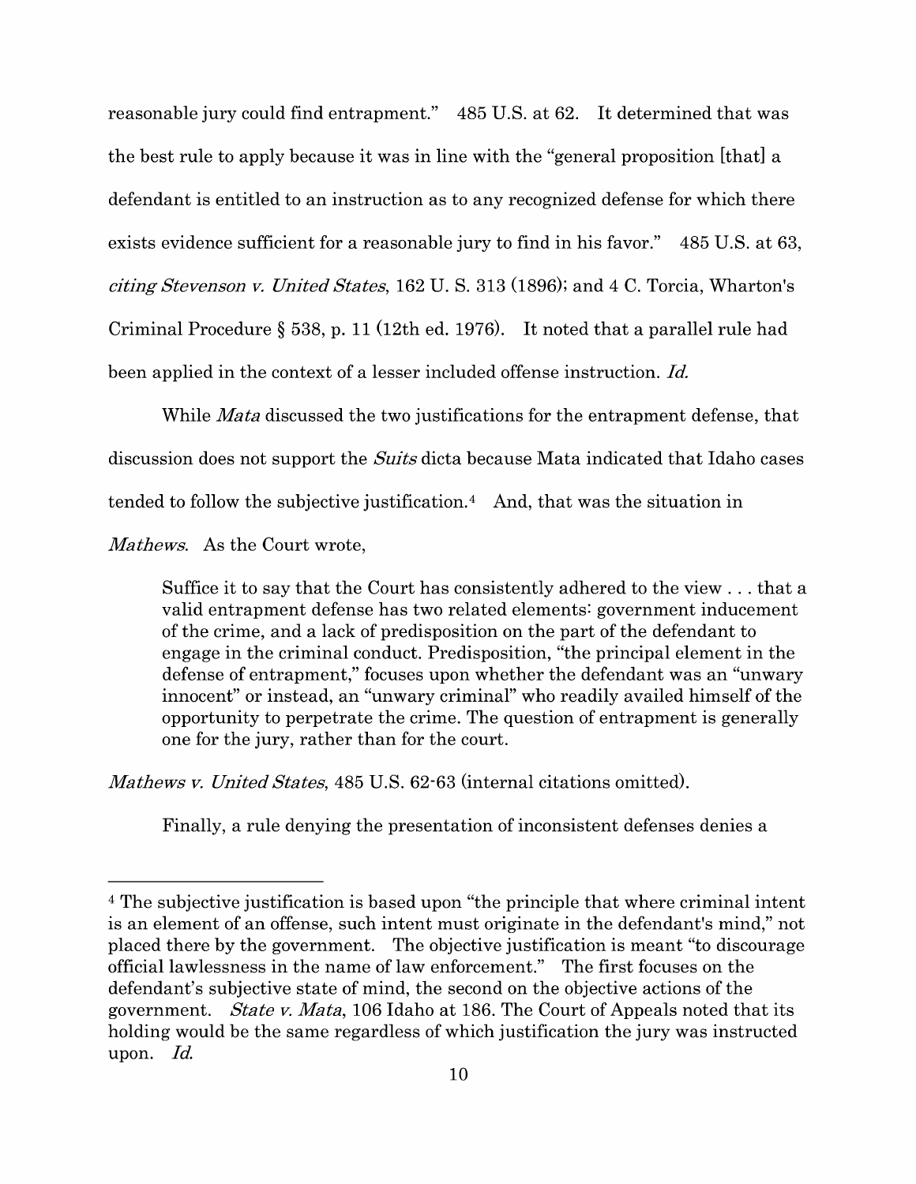reasonable jury could find entrapment." 485 U.S. at 62. It determined that was the best rule to apply because it was in line with the "general proposition [that] a defendant is entitled to an instruction as to any recognized defense for which there exists evidence sufficient for a reasonable jury to find in his favor." 485 U.S. at 63, *citing Stevenson v. United States*, 162 U. S. 313 (1896); and 4 C. Torcia, Wharton's Criminal Procedure § 538, p. 11 (12th ed. 1976). It noted that a parallel rule had been applied in the context of a lesser included offense instruction. *Id.*

While *Mata* discussed the two justifications for the entrapment defense, that discussion does not support the *Suits* dicta because Mata indicated that Idaho cases tended to follow the subjective justification.[4] And, that was the situation in *Mathews*. As the Court wrote,

> Suffice it to say that the Court has consistently adhered to the view . . . that a valid entrapment defense has two related elements: government inducement of the crime, and a lack of predisposition on the part of the defendant to engage in the criminal conduct. Predisposition, "the principal element in the defense of entrapment," focuses upon whether the defendant was an "unwary innocent" or instead, an "unwary criminal" who readily availed himself of the opportunity to perpetrate the crime. The question of entrapment is generally one for the jury, rather than for the court.

*Mathews v. United States*, 485 U.S. 62-63 (internal citations omitted).

Finally, a rule denying the presentation of inconsistent defenses denies a

---

[4] The subjective justification is based upon "the principle that where criminal intent is an element of an offense, such intent must originate in the defendant's mind," not placed there by the government. The objective justification is meant "to discourage official lawlessness in the name of law enforcement." The first focuses on the defendant's subjective state of mind, the second on the objective actions of the government. *State v. Mata*, 106 Idaho at 186. The Court of Appeals noted that its holding would be the same regardless of which justification the jury was instructed upon. *Id.*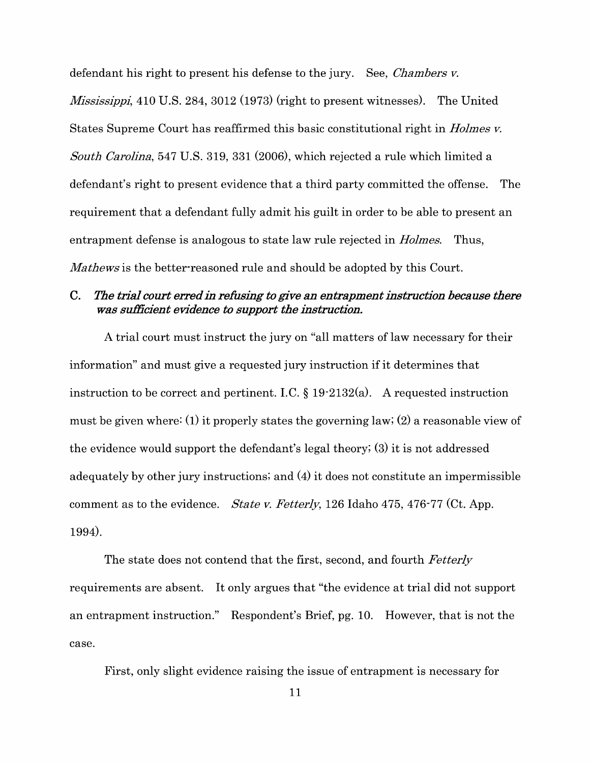defendant his right to present his defense to the jury. See, *Chambers v. Mississippi*, 410 U.S. 284, 3012 (1973) (right to present witnesses). The United States Supreme Court has reaffirmed this basic constitutional right in *Holmes v. South Carolina*, 547 U.S. 319, 331 (2006), which rejected a rule which limited a defendant's right to present evidence that a third party committed the offense. The requirement that a defendant fully admit his guilt in order to be able to present an entrapment defense is analogous to state law rule rejected in *Holmes*. Thus, *Mathews* is the better-reasoned rule and should be adopted by this Court.

### C. *The trial court erred in refusing to give an entrapment instruction because there was sufficient evidence to support the instruction.*

A trial court must instruct the jury on "all matters of law necessary for their information" and must give a requested jury instruction if it determines that instruction to be correct and pertinent. I.C. § 19-2132(a). A requested instruction must be given where: (1) it properly states the governing law; (2) a reasonable view of the evidence would support the defendant's legal theory; (3) it is not addressed adequately by other jury instructions; and (4) it does not constitute an impermissible comment as to the evidence. *State v. Fetterly*, 126 Idaho 475, 476-77 (Ct. App. 1994).

The state does not contend that the first, second, and fourth *Fetterly* requirements are absent. It only argues that "the evidence at trial did not support an entrapment instruction." Respondent's Brief, pg. 10. However, that is not the case.

First, only slight evidence raising the issue of entrapment is necessary for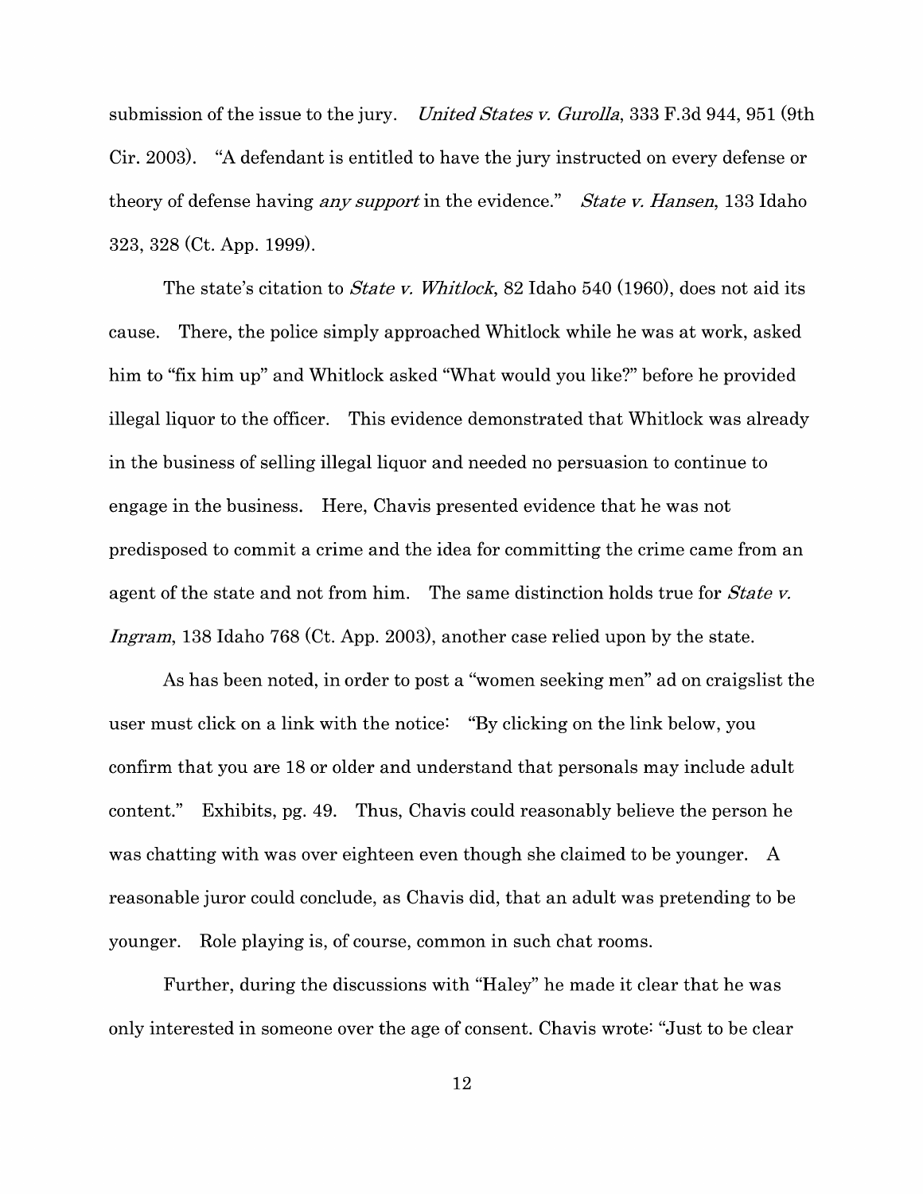submission of the issue to the jury. *United States v. Gurolla*, 333 F.3d 944, 951 (9th Cir. 2003). "A defendant is entitled to have the jury instructed on every defense or theory of defense having *any support* in the evidence." *State v. Hansen*, 133 Idaho 323, 328 (Ct. App. 1999).

The state's citation to *State v. Whitlock*, 82 Idaho 540 (1960), does not aid its cause. There, the police simply approached Whitlock while he was at work, asked him to "fix him up" and Whitlock asked "What would you like?" before he provided illegal liquor to the officer. This evidence demonstrated that Whitlock was already in the business of selling illegal liquor and needed no persuasion to continue to engage in the business. Here, Chavis presented evidence that he was not predisposed to commit a crime and the idea for committing the crime came from an agent of the state and not from him. The same distinction holds true for *State v. Ingram*, 138 Idaho 768 (Ct. App. 2003), another case relied upon by the state.

As has been noted, in order to post a "women seeking men" ad on craigslist the user must click on a link with the notice: "By clicking on the link below, you confirm that you are 18 or older and understand that personals may include adult content." Exhibits, pg. 49. Thus, Chavis could reasonably believe the person he was chatting with was over eighteen even though she claimed to be younger. A reasonable juror could conclude, as Chavis did, that an adult was pretending to be younger. Role playing is, of course, common in such chat rooms.

Further, during the discussions with "Haley" he made it clear that he was only interested in someone over the age of consent. Chavis wrote: "Just to be clear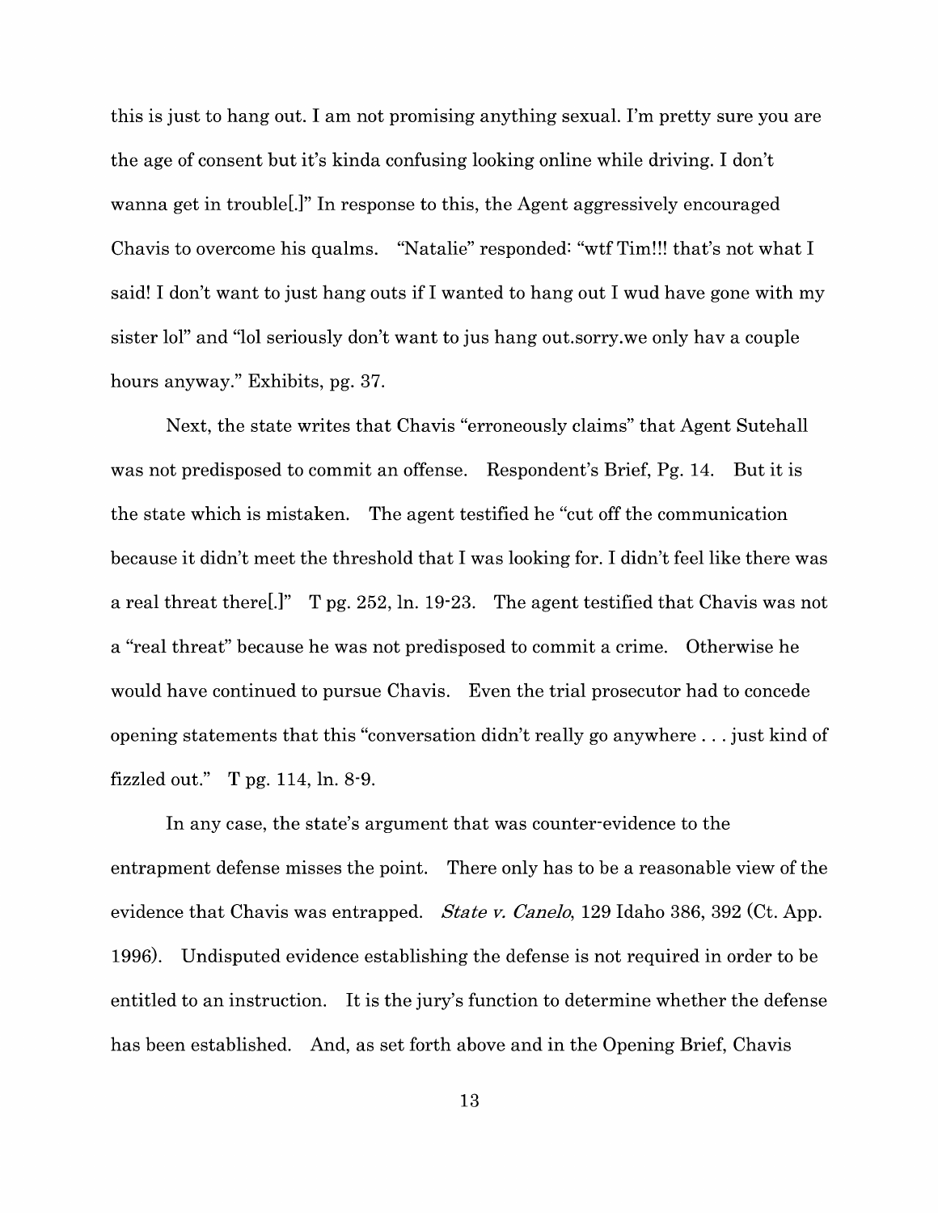this is just to hang out. I am not promising anything sexual. I'm pretty sure you are the age of consent but it's kinda confusing looking online while driving. I don't wanna get in trouble[.]" In response to this, the Agent aggressively encouraged Chavis to overcome his qualms. "Natalie" responded: "wtf Tim!!! that's not what I said! I don't want to just hang outs if I wanted to hang out I wud have gone with my sister lol" and "lol seriously don't want to jus hang out.sorry.we only hav a couple hours anyway." Exhibits, pg. 37.

Next, the state writes that Chavis "erroneously claims" that Agent Sutehall was not predisposed to commit an offense. Respondent's Brief, Pg. 14. But it is the state which is mistaken. The agent testified he "cut off the communication because it didn't meet the threshold that I was looking for. I didn't feel like there was a real threat there[.]" T pg. 252, ln. 19-23. The agent testified that Chavis was not a "real threat" because he was not predisposed to commit a crime. Otherwise he would have continued to pursue Chavis. Even the trial prosecutor had to concede opening statements that this "conversation didn't really go anywhere . . . just kind of fizzled out." T pg. 114, ln. 8-9.

In any case, the state's argument that was counter-evidence to the entrapment defense misses the point. There only has to be a reasonable view of the evidence that Chavis was entrapped. *State v. Canelo*, 129 Idaho 386, 392 (Ct. App. 1996). Undisputed evidence establishing the defense is not required in order to be entitled to an instruction. It is the jury's function to determine whether the defense has been established. And, as set forth above and in the Opening Brief, Chavis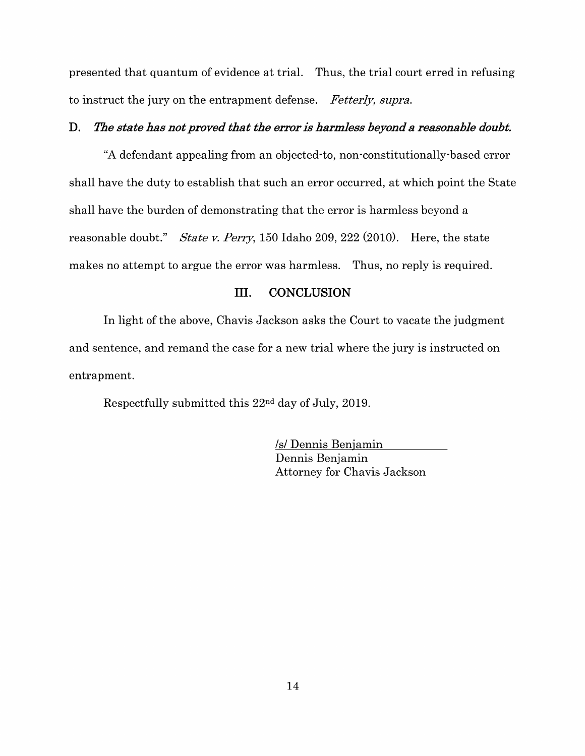presented that quantum of evidence at trial. Thus, the trial court erred in refusing to instruct the jury on the entrapment defense. *Fetterly, supra.*

### D. *The state has not proved that the error is harmless beyond a reasonable doubt.*

"A defendant appealing from an objected-to, non-constitutionally-based error shall have the duty to establish that such an error occurred, at which point the State shall have the burden of demonstrating that the error is harmless beyond a reasonable doubt." *State v. Perry*, 150 Idaho 209, 222 (2010). Here, the state makes no attempt to argue the error was harmless. Thus, no reply is required.

## III. CONCLUSION

In light of the above, Chavis Jackson asks the Court to vacate the judgment and sentence, and remand the case for a new trial where the jury is instructed on entrapment.

Respectfully submitted this 22nd day of July, 2019.

/s/ Dennis Benjamin
Dennis Benjamin
Attorney for Chavis Jackson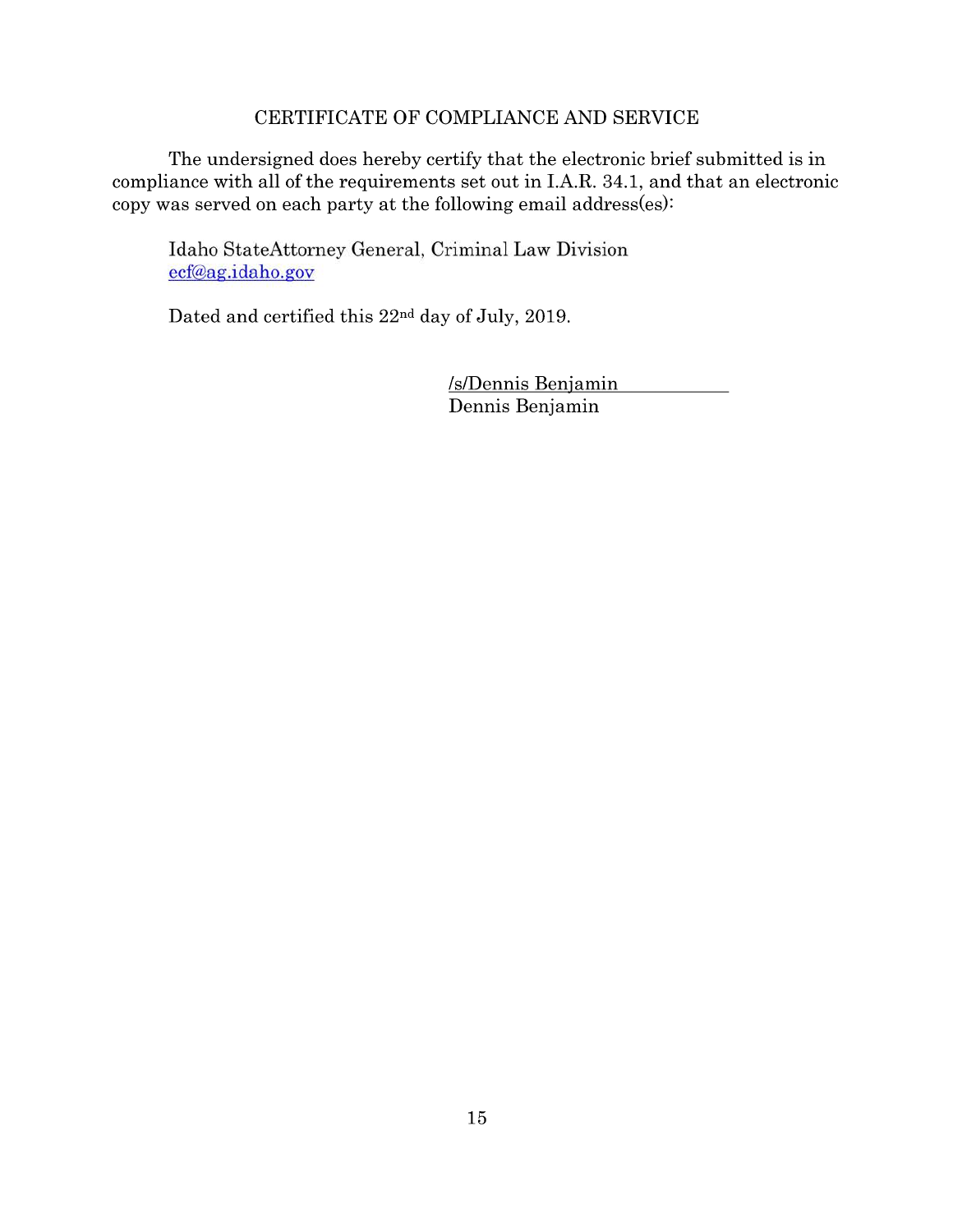## CERTIFICATE OF COMPLIANCE AND SERVICE

The undersigned does hereby certify that the electronic brief submitted is in compliance with all of the requirements set out in I.A.R. 34.1, and that an electronic copy was served on each party at the following email address(es):

Idaho StateAttorney General, Criminal Law Division
ecf@ag.idaho.gov

Dated and certified this 22nd day of July, 2019.

/s/Dennis Benjamin
Dennis Benjamin